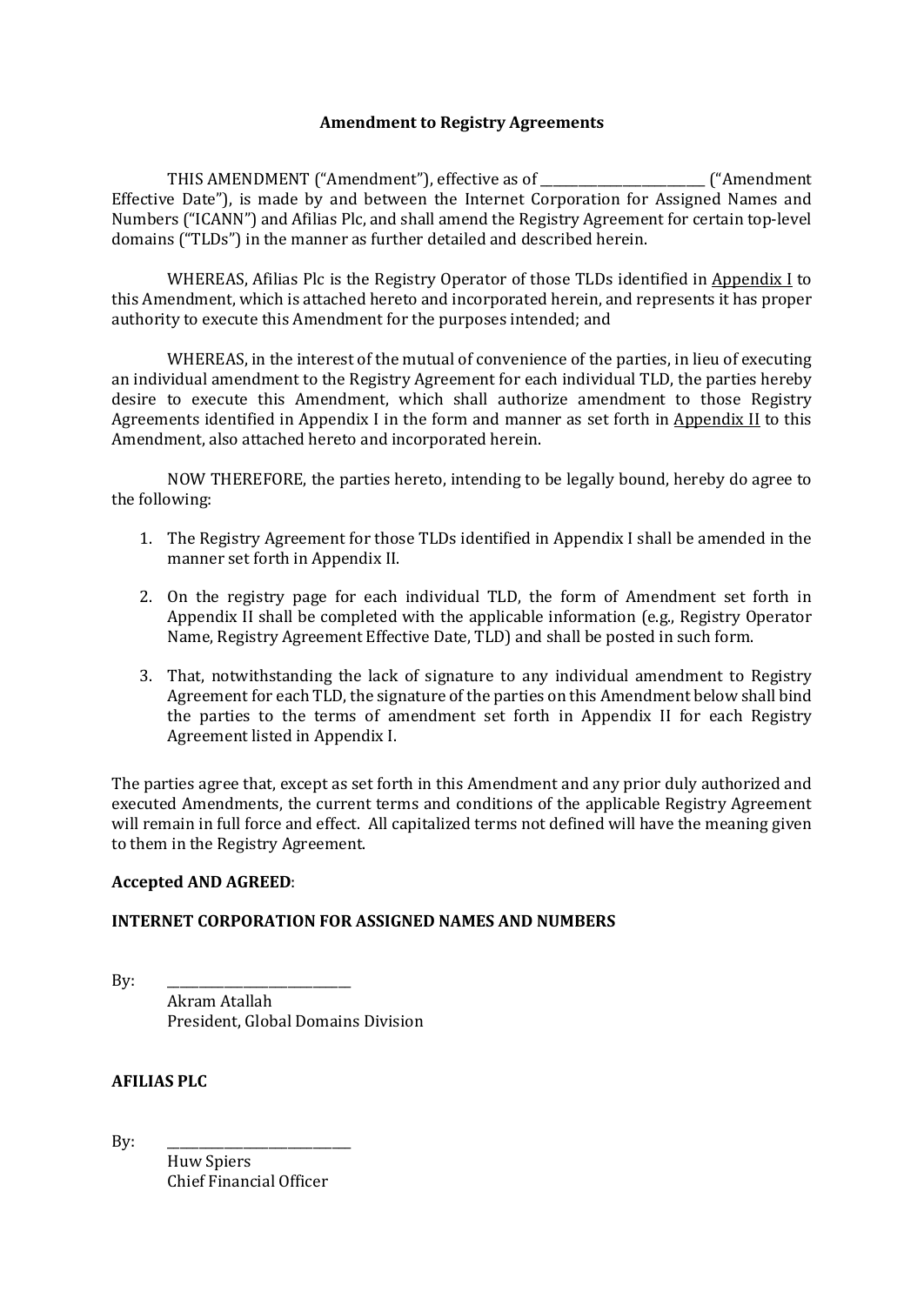**Amendment to Registry Agreements**

THIS AMENDMENT ("Amendment"), effective as of _________________________ ("Amendment Effective Date"), is made by and between the Internet Corporation for Assigned Names and Numbers ("ICANN") and Afilias Plc, and shall amend the Registry Agreement for certain top-level domains ("TLDs") in the manner as further detailed and described herein.

WHEREAS, Afilias Plc is the Registry Operator of those TLDs identified in Appendix I to this Amendment, which is attached hereto and incorporated herein, and represents it has proper authority to execute this Amendment for the purposes intended; and

WHEREAS, in the interest of the mutual of convenience of the parties, in lieu of executing an individual amendment to the Registry Agreement for each individual TLD, the parties hereby desire to execute this Amendment, which shall authorize amendment to those Registry Agreements identified in Appendix I in the form and manner as set forth in Appendix II to this Amendment, also attached hereto and incorporated herein.

NOW THEREFORE, the parties hereto, intending to be legally bound, hereby do agree to the following:

1. The Registry Agreement for those TLDs identified in Appendix I shall be amended in the manner set forth in Appendix II.

2. On the registry page for each individual TLD, the form of Amendment set forth in Appendix II shall be completed with the applicable information (e.g., Registry Operator Name, Registry Agreement Effective Date, TLD) and shall be posted in such form.

3. That, notwithstanding the lack of signature to any individual amendment to Registry Agreement for each TLD, the signature of the parties on this Amendment below shall bind the parties to the terms of amendment set forth in Appendix II for each Registry Agreement listed in Appendix I.

The parties agree that, except as set forth in this Amendment and any prior duly authorized and executed Amendments, the current terms and conditions of the applicable Registry Agreement will remain in full force and effect. All capitalized terms not defined will have the meaning given to them in the Registry Agreement.

**Accepted AND AGREED**:

**INTERNET CORPORATION FOR ASSIGNED NAMES AND NUMBERS**

By: _____________________________
Akram Atallah
President, Global Domains Division

**AFILIAS PLC**

By: _____________________________
Huw Spiers
Chief Financial Officer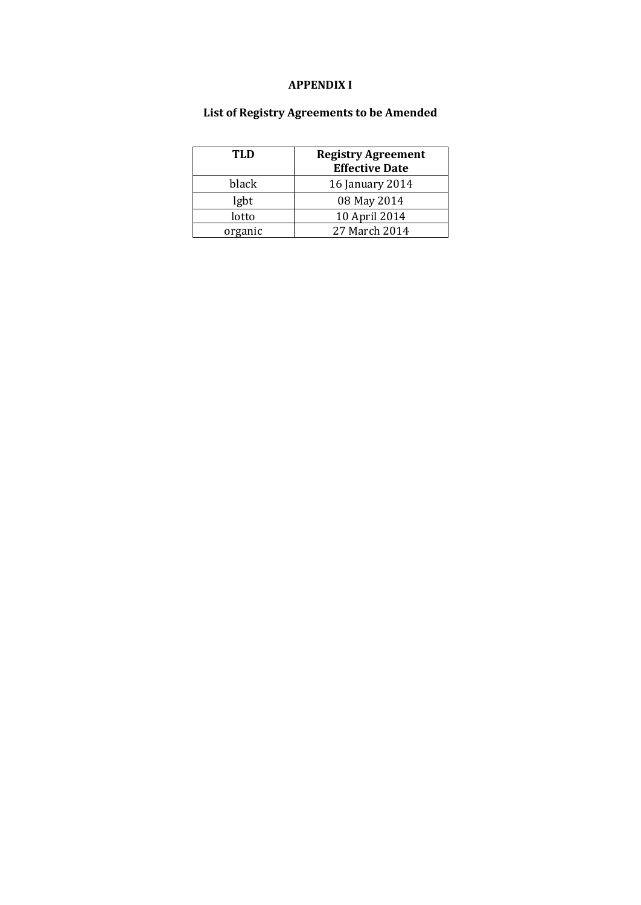**APPENDIX I**

**List of Registry Agreements to be Amended**

| TLD | Registry Agreement Effective Date |
|---|---|
| black | 16 January 2014 |
| lgbt | 08 May 2014 |
| lotto | 10 April 2014 |
| organic | 27 March 2014 |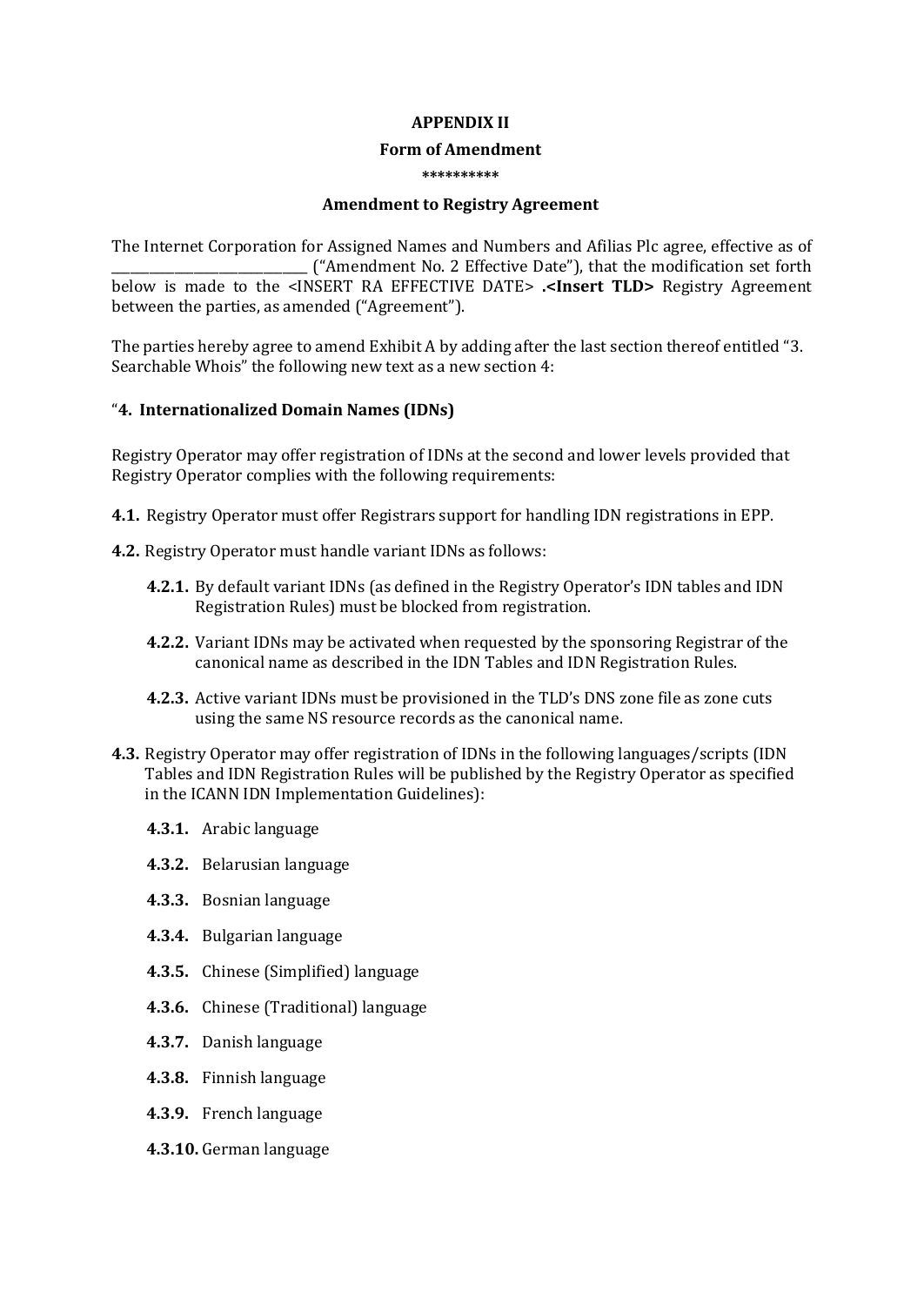**APPENDIX II**

**Form of Amendment**

**\*\*\*\*\*\*\*\*\*\***

**Amendment to Registry Agreement**

The Internet Corporation for Assigned Names and Numbers and Afilias Plc agree, effective as of ______________________________ ("Amendment No. 2 Effective Date"), that the modification set forth below is made to the <INSERT RA EFFECTIVE DATE> **.<Insert TLD>** Registry Agreement between the parties, as amended ("Agreement").

The parties hereby agree to amend Exhibit A by adding after the last section thereof entitled "3. Searchable Whois" the following new text as a new section 4:

"**4. Internationalized Domain Names (IDNs)**

Registry Operator may offer registration of IDNs at the second and lower levels provided that Registry Operator complies with the following requirements:

**4.1.** Registry Operator must offer Registrars support for handling IDN registrations in EPP.

**4.2.** Registry Operator must handle variant IDNs as follows:

- **4.2.1.** By default variant IDNs (as defined in the Registry Operator's IDN tables and IDN Registration Rules) must be blocked from registration.
- **4.2.2.** Variant IDNs may be activated when requested by the sponsoring Registrar of the canonical name as described in the IDN Tables and IDN Registration Rules.
- **4.2.3.** Active variant IDNs must be provisioned in the TLD's DNS zone file as zone cuts using the same NS resource records as the canonical name.

**4.3.** Registry Operator may offer registration of IDNs in the following languages/scripts (IDN Tables and IDN Registration Rules will be published by the Registry Operator as specified in the ICANN IDN Implementation Guidelines):

- **4.3.1.** Arabic language
- **4.3.2.** Belarusian language
- **4.3.3.** Bosnian language
- **4.3.4.** Bulgarian language
- **4.3.5.** Chinese (Simplified) language
- **4.3.6.** Chinese (Traditional) language
- **4.3.7.** Danish language
- **4.3.8.** Finnish language
- **4.3.9.** French language
- **4.3.10.** German language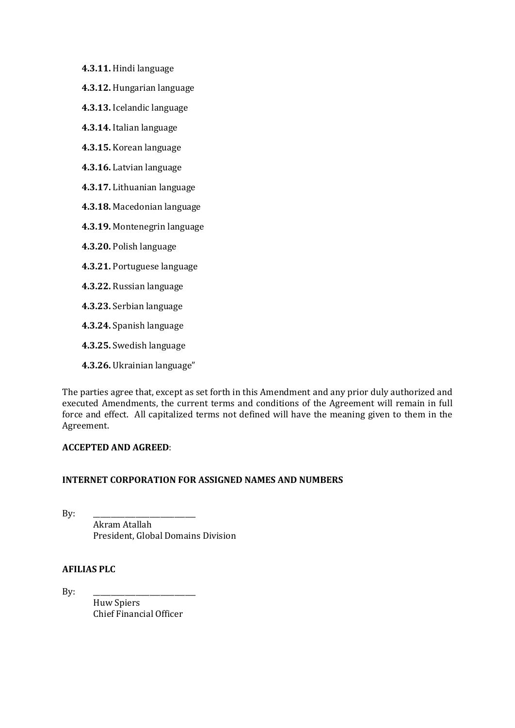**4.3.11.** Hindi language

**4.3.12.** Hungarian language

**4.3.13.** Icelandic language

**4.3.14.** Italian language

**4.3.15.** Korean language

**4.3.16.** Latvian language

**4.3.17.** Lithuanian language

**4.3.18.** Macedonian language

**4.3.19.** Montenegrin language

**4.3.20.** Polish language

**4.3.21.** Portuguese language

**4.3.22.** Russian language

**4.3.23.** Serbian language

**4.3.24.** Spanish language

**4.3.25.** Swedish language

**4.3.26.** Ukrainian language"

The parties agree that, except as set forth in this Amendment and any prior duly authorized and executed Amendments, the current terms and conditions of the Agreement will remain in full force and effect. All capitalized terms not defined will have the meaning given to them in the Agreement.

**ACCEPTED AND AGREED**:

**INTERNET CORPORATION FOR ASSIGNED NAMES AND NUMBERS**

By: ___________________________
Akram Atallah
President, Global Domains Division

**AFILIAS PLC**

By: ___________________________
Huw Spiers
Chief Financial Officer